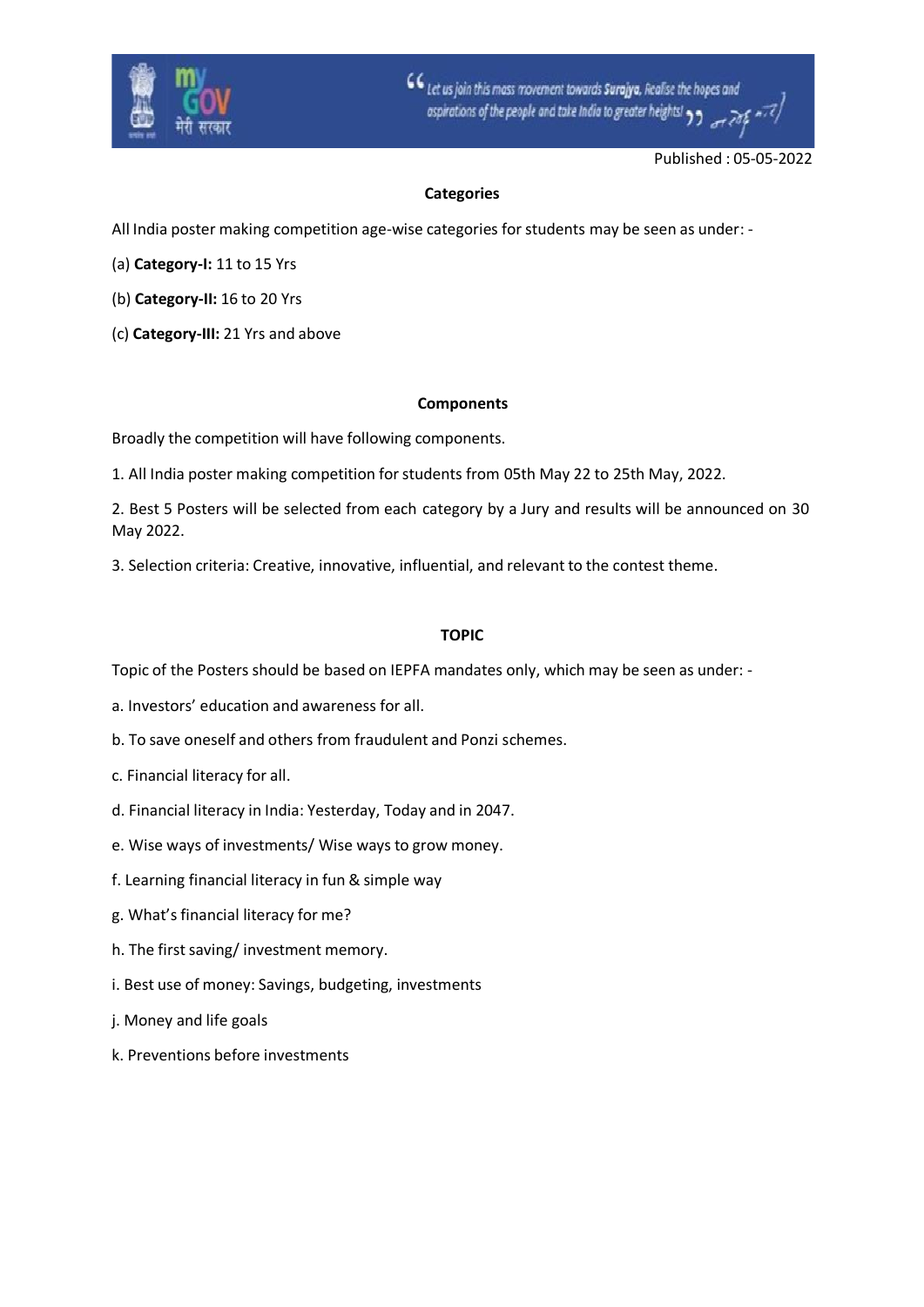Published : 05-05-2022

## Categories

All India poster making competition age-wise categories for students may be seen as under: -

(a) **Category-I:** 11 to 15 Yrs

(b) **Category-II:** 16 to 20 Yrs

(c) **Category-III:** 21 Yrs and above

## Components

Broadly the competition will have following components.

1. All India poster making competition for students from 05th May 22 to 25th May, 2022.

2. Best 5 Posters will be selected from each category by a Jury and results will be announced on 30 May 2022.

3. Selection criteria: Creative, innovative, influential, and relevant to the contest theme.

## TOPIC

Topic of the Posters should be based on IEPFA mandates only, which may be seen as under: -

a. Investors' education and awareness for all.

b. To save oneself and others from fraudulent and Ponzi schemes.

c. Financial literacy for all.

d. Financial literacy in India: Yesterday, Today and in 2047.

e. Wise ways of investments/ Wise ways to grow money.

f. Learning financial literacy in fun & simple way

g. What's financial literacy for me?

h. The first saving/ investment memory.

i. Best use of money: Savings, budgeting, investments

j. Money and life goals

k. Preventions before investments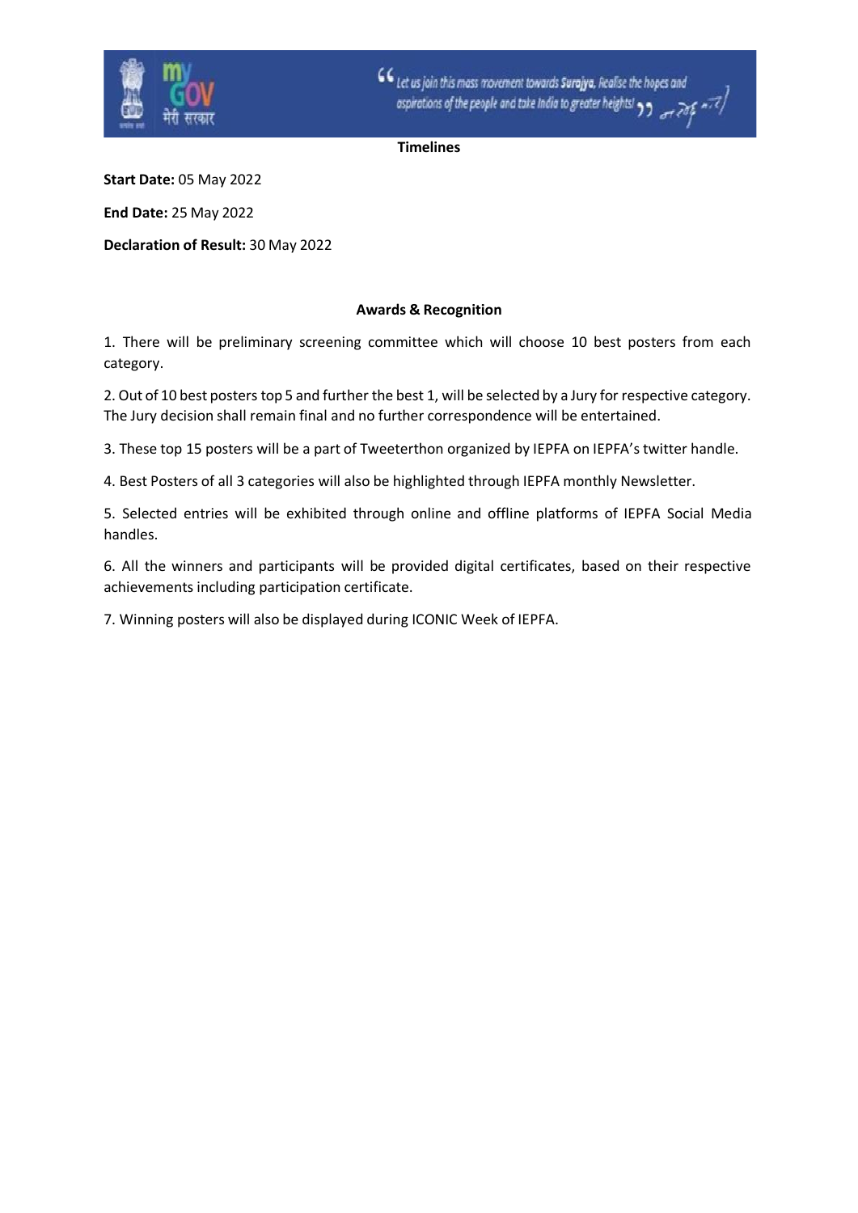## Timelines

**Start Date:** 05 May 2022

**End Date:** 25 May 2022

**Declaration of Result:** 30 May 2022

## Awards & Recognition

1. There will be preliminary screening committee which will choose 10 best posters from each category.

2. Out of 10 best posters top 5 and further the best 1, will be selected by a Jury for respective category. The Jury decision shall remain final and no further correspondence will be entertained.

3. These top 15 posters will be a part of Tweeterthon organized by IEPFA on IEPFA's twitter handle.

4. Best Posters of all 3 categories will also be highlighted through IEPFA monthly Newsletter.

5. Selected entries will be exhibited through online and offline platforms of IEPFA Social Media handles.

6. All the winners and participants will be provided digital certificates, based on their respective achievements including participation certificate.

7. Winning posters will also be displayed during ICONIC Week of IEPFA.